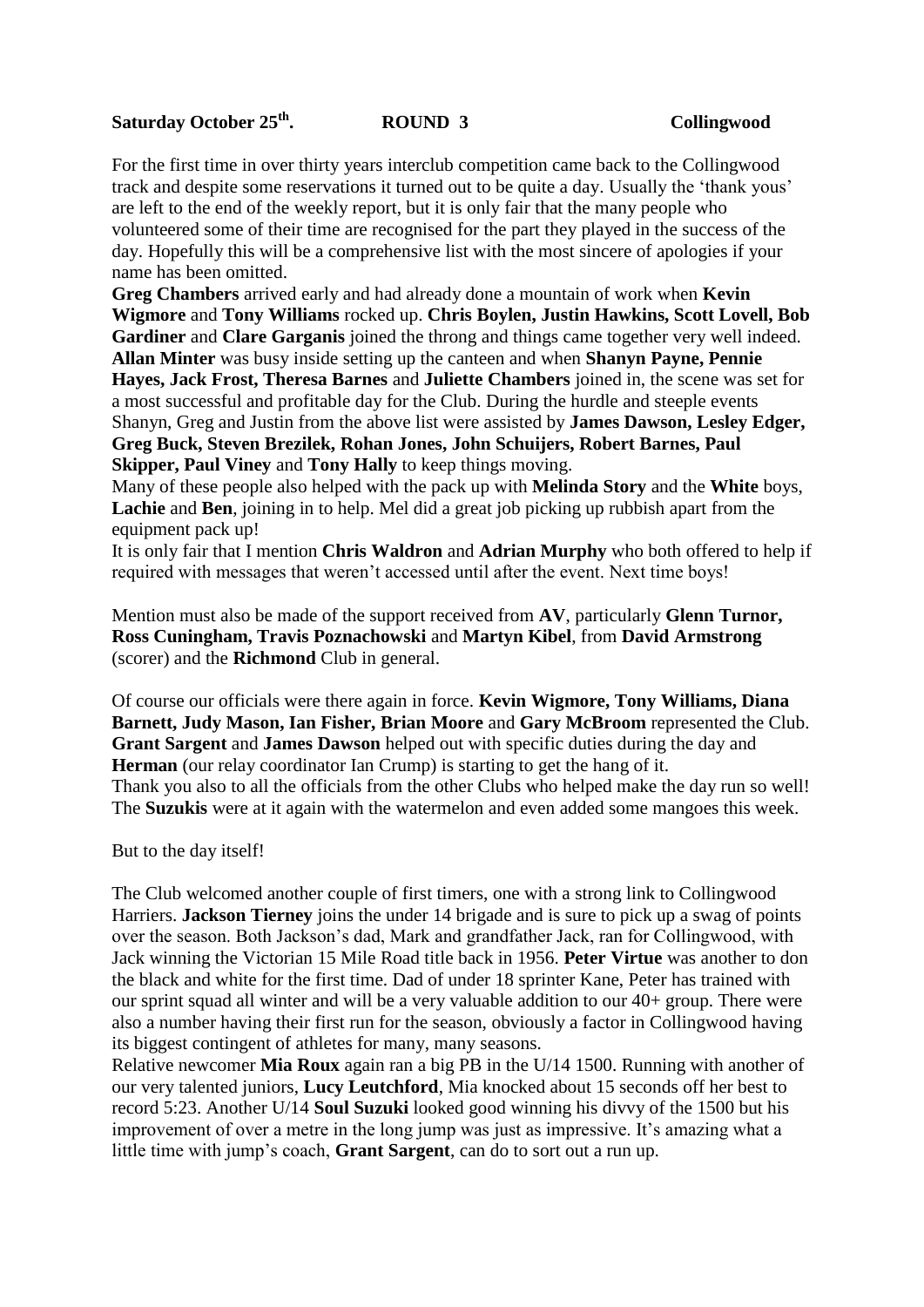**Saturday October 25th.** **ROUND 3** **Collingwood**

For the first time in over thirty years interclub competition came back to the Collingwood track and despite some reservations it turned out to be quite a day. Usually the 'thank yous' are left to the end of the weekly report, but it is only fair that the many people who volunteered some of their time are recognised for the part they played in the success of the day. Hopefully this will be a comprehensive list with the most sincere of apologies if your name has been omitted.

**Greg Chambers** arrived early and had already done a mountain of work when **Kevin Wigmore** and **Tony Williams** rocked up. **Chris Boylen, Justin Hawkins, Scott Lovell, Bob Gardiner** and **Clare Garganis** joined the throng and things came together very well indeed. **Allan Minter** was busy inside setting up the canteen and when **Shanyn Payne, Pennie Hayes, Jack Frost, Theresa Barnes** and **Juliette Chambers** joined in, the scene was set for a most successful and profitable day for the Club. During the hurdle and steeple events Shanyn, Greg and Justin from the above list were assisted by **James Dawson, Lesley Edger, Greg Buck, Steven Brezilek, Rohan Jones, John Schuijers, Robert Barnes, Paul Skipper, Paul Viney** and **Tony Hally** to keep things moving.

Many of these people also helped with the pack up with **Melinda Story** and the **White** boys, **Lachie** and **Ben**, joining in to help. Mel did a great job picking up rubbish apart from the equipment pack up!

It is only fair that I mention **Chris Waldron** and **Adrian Murphy** who both offered to help if required with messages that weren't accessed until after the event. Next time boys!

Mention must also be made of the support received from **AV**, particularly **Glenn Turnor, Ross Cuningham, Travis Poznachowski** and **Martyn Kibel**, from **David Armstrong** (scorer) and the **Richmond** Club in general.

Of course our officials were there again in force. **Kevin Wigmore, Tony Williams, Diana Barnett, Judy Mason, Ian Fisher, Brian Moore** and **Gary McBroom** represented the Club. **Grant Sargent** and **James Dawson** helped out with specific duties during the day and **Herman** (our relay coordinator Ian Crump) is starting to get the hang of it.

Thank you also to all the officials from the other Clubs who helped make the day run so well! The **Suzukis** were at it again with the watermelon and even added some mangoes this week.

But to the day itself!

The Club welcomed another couple of first timers, one with a strong link to Collingwood Harriers. **Jackson Tierney** joins the under 14 brigade and is sure to pick up a swag of points over the season. Both Jackson's dad, Mark and grandfather Jack, ran for Collingwood, with Jack winning the Victorian 15 Mile Road title back in 1956. **Peter Virtue** was another to don the black and white for the first time. Dad of under 18 sprinter Kane, Peter has trained with our sprint squad all winter and will be a very valuable addition to our 40+ group. There were also a number having their first run for the season, obviously a factor in Collingwood having its biggest contingent of athletes for many, many seasons.

Relative newcomer **Mia Roux** again ran a big PB in the U/14 1500. Running with another of our very talented juniors, **Lucy Leutchford**, Mia knocked about 15 seconds off her best to record 5:23. Another U/14 **Soul Suzuki** looked good winning his divvy of the 1500 but his improvement of over a metre in the long jump was just as impressive. It's amazing what a little time with jump's coach, **Grant Sargent**, can do to sort out a run up.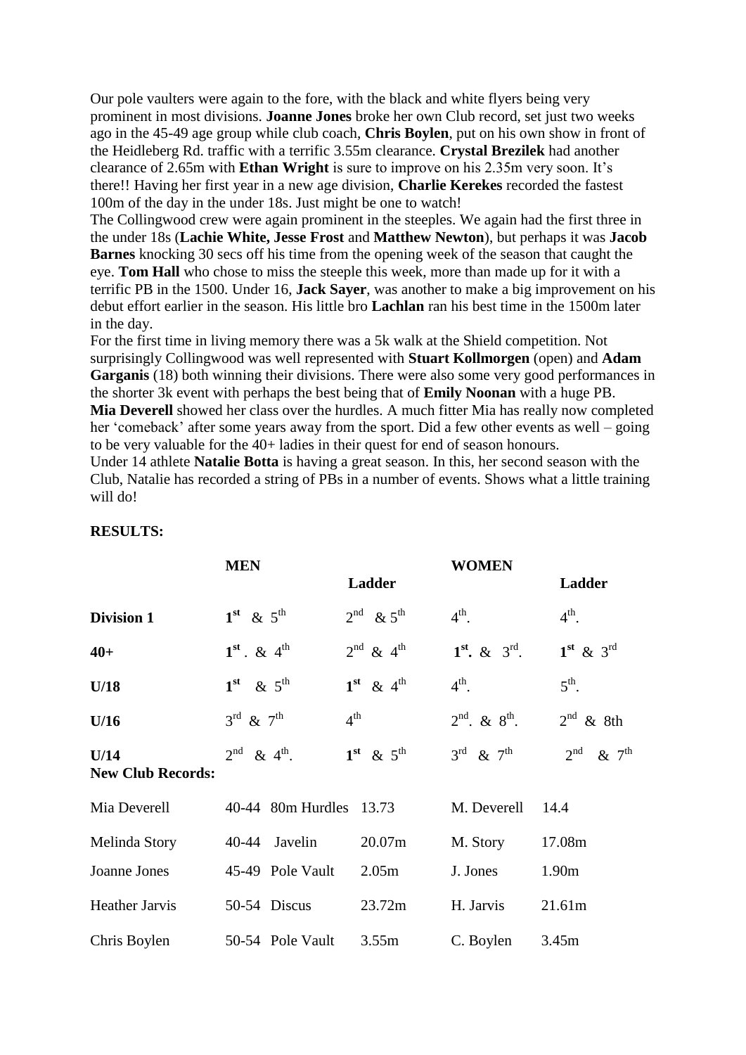Our pole vaulters were again to the fore, with the black and white flyers being very prominent in most divisions. **Joanne Jones** broke her own Club record, set just two weeks ago in the 45-49 age group while club coach, **Chris Boylen**, put on his own show in front of the Heidleberg Rd. traffic with a terrific 3.55m clearance. **Crystal Brezilek** had another clearance of 2.65m with **Ethan Wright** is sure to improve on his 2.35m very soon. It's there!! Having her first year in a new age division, **Charlie Kerekes** recorded the fastest 100m of the day in the under 18s. Just might be one to watch!

The Collingwood crew were again prominent in the steeples. We again had the first three in the under 18s (**Lachie White, Jesse Frost** and **Matthew Newton**), but perhaps it was **Jacob Barnes** knocking 30 secs off his time from the opening week of the season that caught the eye. **Tom Hall** who chose to miss the steeple this week, more than made up for it with a terrific PB in the 1500. Under 16, **Jack Sayer**, was another to make a big improvement on his debut effort earlier in the season. His little bro **Lachlan** ran his best time in the 1500m later in the day.

For the first time in living memory there was a 5k walk at the Shield competition. Not surprisingly Collingwood was well represented with **Stuart Kollmorgen** (open) and **Adam Garganis** (18) both winning their divisions. There were also some very good performances in the shorter 3k event with perhaps the best being that of **Emily Noonan** with a huge PB.

**Mia Deverell** showed her class over the hurdles. A much fitter Mia has really now completed her 'comeback' after some years away from the sport. Did a few other events as well – going to be very valuable for the 40+ ladies in their quest for end of season honours.

Under 14 athlete **Natalie Botta** is having a great season. In this, her second season with the Club, Natalie has recorded a string of PBs in a number of events. Shows what a little training will do!

**RESULTS:**

| | **MEN** | **Ladder** | **WOMEN** | **Ladder** |
|---|---|---|---|---|
| **Division 1** | 1st & 5th | 2nd & 5th | 4th. | 4th. |
| **40+** | 1st. & 4th | 2nd & 4th | 1st. & 3rd. | 1st & 3rd |
| **U/18** | 1st & 5th | 1st & 4th | 4th. | 5th. |
| **U/16** | 3rd & 7th | 4th | 2nd. & 8th. | 2nd & 8th |
| **U/14** | 2nd & 4th. | 1st & 5th | 3rd & 7th | 2nd & 7th |

**New Club Records:**

| | | | | | |
|---|---|---|---|---|---|
| Mia Deverell | 40-44 | 80m Hurdles | 13.73 | M. Deverell | 14.4 |
| Melinda Story | 40-44 | Javelin | 20.07m | M. Story | 17.08m |
| Joanne Jones | 45-49 | Pole Vault | 2.05m | J. Jones | 1.90m |
| Heather Jarvis | 50-54 | Discus | 23.72m | H. Jarvis | 21.61m |
| Chris Boylen | 50-54 | Pole Vault | 3.55m | C. Boylen | 3.45m |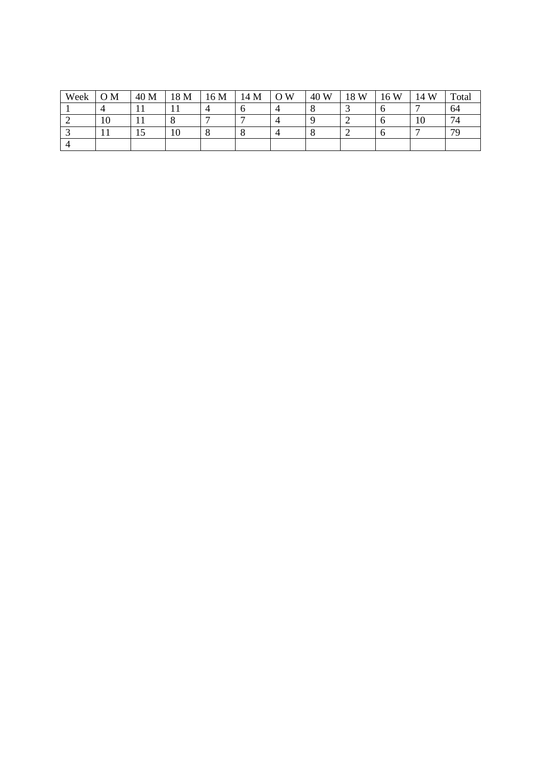| Week | O M | 40 M | 18 M | 16 M | 14 M | O W | 40 W | 18 W | 16 W | 14 W | Total |
|---|---|---|---|---|---|---|---|---|---|---|---|
| 1 | 4 | 11 | 11 | 4 | 6 | 4 | 8 | 3 | 6 | 7 | 64 |
| 2 | 10 | 11 | 8 | 7 | 7 | 4 | 9 | 2 | 6 | 10 | 74 |
| 3 | 11 | 15 | 10 | 8 | 8 | 4 | 8 | 2 | 6 | 7 | 79 |
| 4 | | | | | | | | | | | |